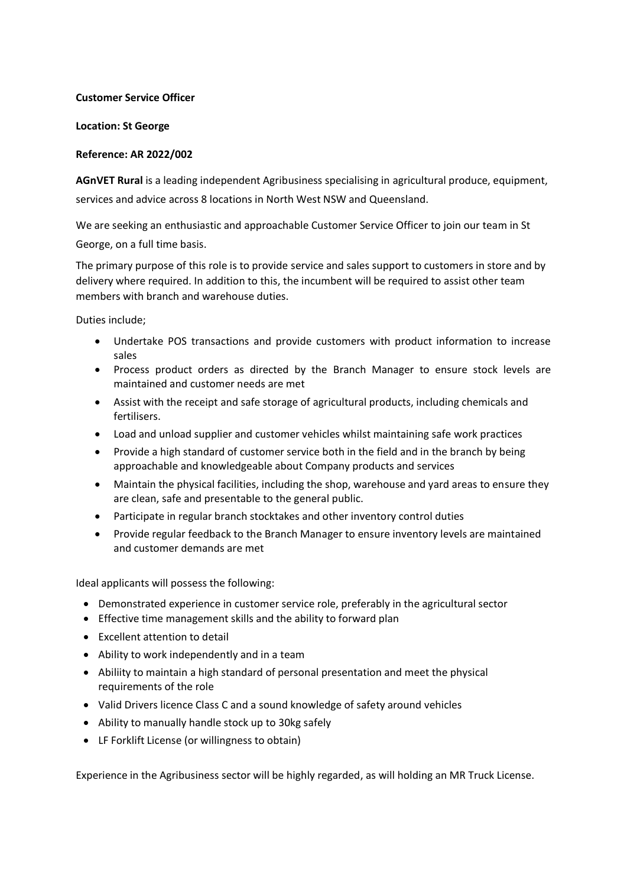**Customer Service Officer**

**Location: St George**

**Reference: AR 2022/002**

**AGnVET Rural** is a leading independent Agribusiness specialising in agricultural produce, equipment, services and advice across 8 locations in North West NSW and Queensland.

We are seeking an enthusiastic and approachable Customer Service Officer to join our team in St George, on a full time basis.

The primary purpose of this role is to provide service and sales support to customers in store and by delivery where required. In addition to this, the incumbent will be required to assist other team members with branch and warehouse duties.

Duties include;

- Undertake POS transactions and provide customers with product information to increase sales
- Process product orders as directed by the Branch Manager to ensure stock levels are maintained and customer needs are met
- Assist with the receipt and safe storage of agricultural products, including chemicals and fertilisers.
- Load and unload supplier and customer vehicles whilst maintaining safe work practices
- Provide a high standard of customer service both in the field and in the branch by being approachable and knowledgeable about Company products and services
- Maintain the physical facilities, including the shop, warehouse and yard areas to ensure they are clean, safe and presentable to the general public.
- Participate in regular branch stocktakes and other inventory control duties
- Provide regular feedback to the Branch Manager to ensure inventory levels are maintained and customer demands are met

Ideal applicants will possess the following:

- Demonstrated experience in customer service role, preferably in the agricultural sector
- Effective time management skills and the ability to forward plan
- Excellent attention to detail
- Ability to work independently and in a team
- Abiliity to maintain a high standard of personal presentation and meet the physical requirements of the role
- Valid Drivers licence Class C and a sound knowledge of safety around vehicles
- Ability to manually handle stock up to 30kg safely
- LF Forklift License (or willingness to obtain)

Experience in the Agribusiness sector will be highly regarded, as will holding an MR Truck License.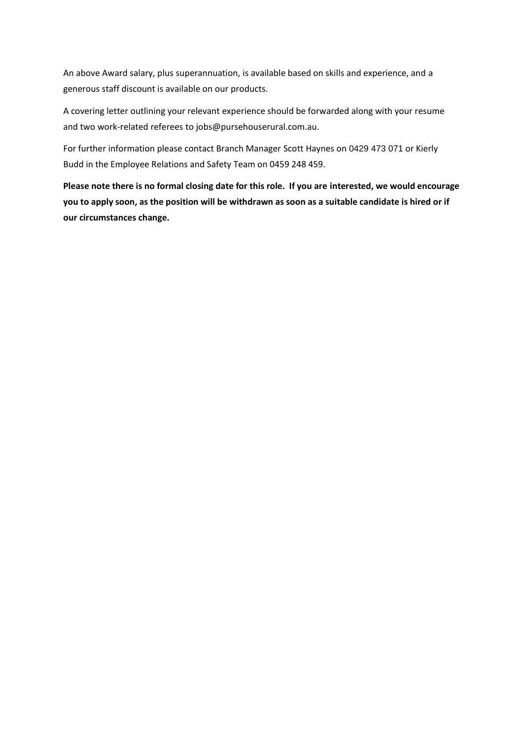An above Award salary, plus superannuation, is available based on skills and experience, and a generous staff discount is available on our products.

A covering letter outlining your relevant experience should be forwarded along with your resume and two work-related referees to jobs@pursehouserural.com.au.

For further information please contact Branch Manager Scott Haynes on 0429 473 071 or Kierly Budd in the Employee Relations and Safety Team on 0459 248 459.

**Please note there is no formal closing date for this role. If you are interested, we would encourage you to apply soon, as the position will be withdrawn as soon as a suitable candidate is hired or if our circumstances change.**